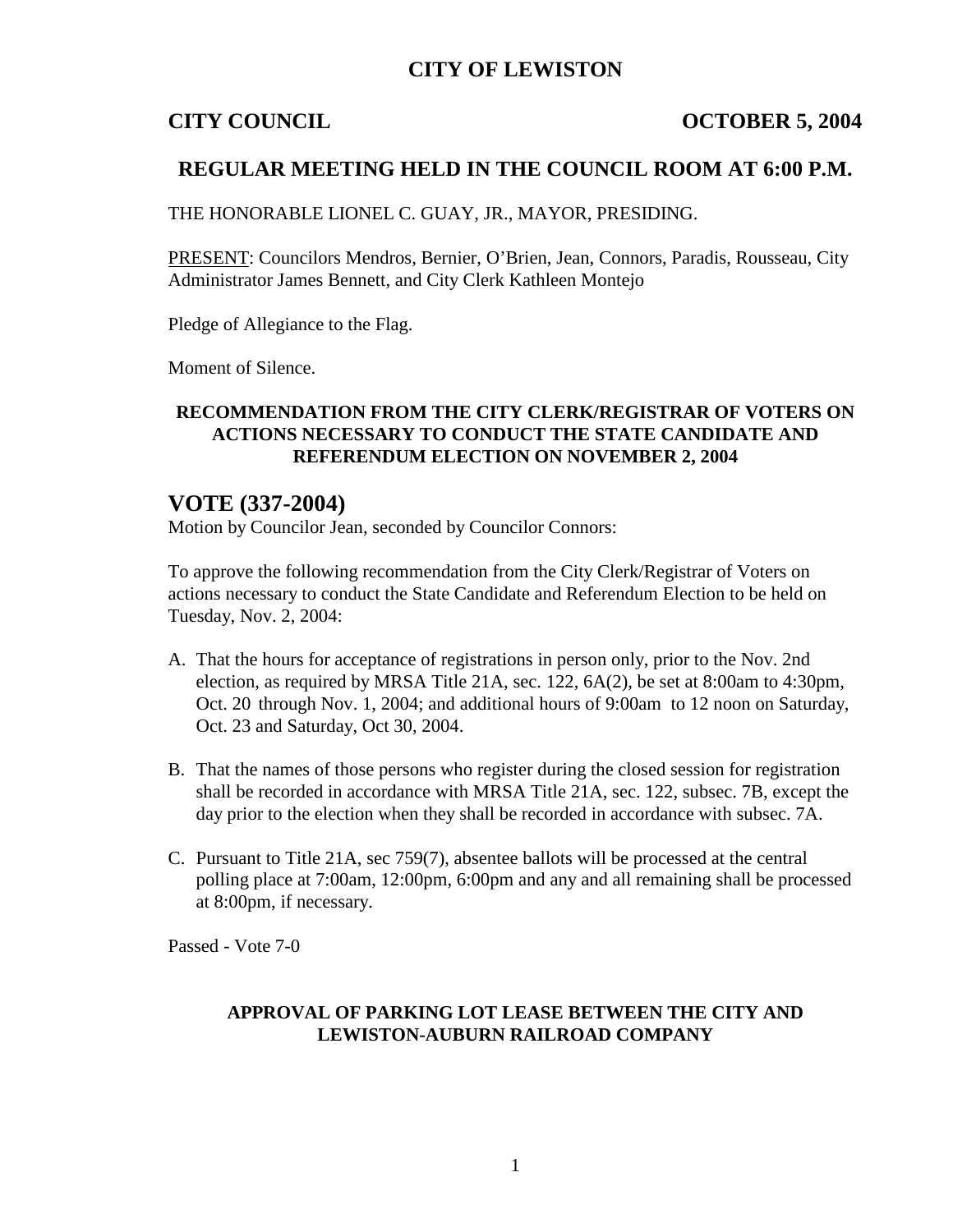# CITY OF LEWISTON

## CITY COUNCIL OCTOBER 5, 2004

## REGULAR MEETING HELD IN THE COUNCIL ROOM AT 6:00 P.M.

THE HONORABLE LIONEL C. GUAY, JR., MAYOR, PRESIDING.

PRESENT: Councilors Mendros, Bernier, O'Brien, Jean, Connors, Paradis, Rousseau, City Administrator James Bennett, and City Clerk Kathleen Montejo

Pledge of Allegiance to the Flag.

Moment of Silence.

### RECOMMENDATION FROM THE CITY CLERK/REGISTRAR OF VOTERS ON ACTIONS NECESSARY TO CONDUCT THE STATE CANDIDATE AND REFERENDUM ELECTION ON NOVEMBER 2, 2004

## VOTE (337-2004)

Motion by Councilor Jean, seconded by Councilor Connors:

To approve the following recommendation from the City Clerk/Registrar of Voters on actions necessary to conduct the State Candidate and Referendum Election to be held on Tuesday, Nov. 2, 2004:

A. That the hours for acceptance of registrations in person only, prior to the Nov. 2nd election, as required by MRSA Title 21A, sec. 122, 6A(2), be set at 8:00am to 4:30pm, Oct. 20 through Nov. 1, 2004; and additional hours of 9:00am to 12 noon on Saturday, Oct. 23 and Saturday, Oct 30, 2004.

B. That the names of those persons who register during the closed session for registration shall be recorded in accordance with MRSA Title 21A, sec. 122, subsec. 7B, except the day prior to the election when they shall be recorded in accordance with subsec. 7A.

C. Pursuant to Title 21A, sec 759(7), absentee ballots will be processed at the central polling place at 7:00am, 12:00pm, 6:00pm and any and all remaining shall be processed at 8:00pm, if necessary.

Passed - Vote 7-0

### APPROVAL OF PARKING LOT LEASE BETWEEN THE CITY AND LEWISTON-AUBURN RAILROAD COMPANY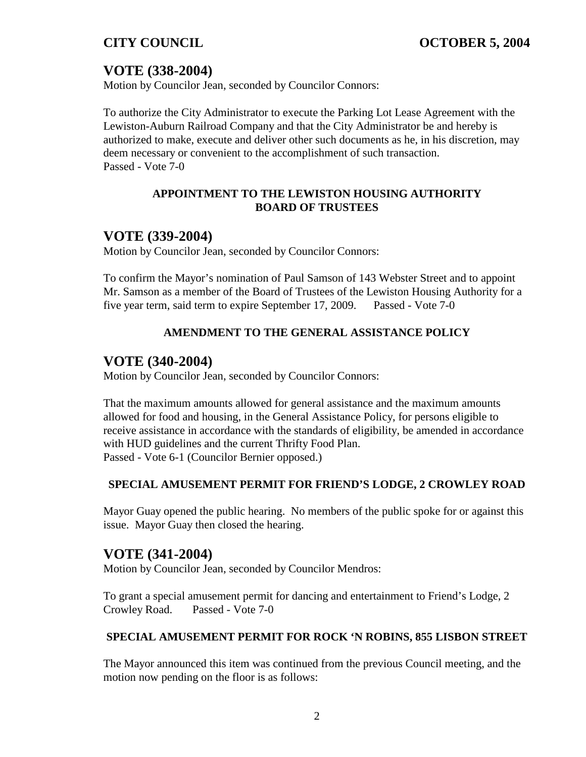## VOTE (338-2004)

Motion by Councilor Jean, seconded by Councilor Connors:

To authorize the City Administrator to execute the Parking Lot Lease Agreement with the Lewiston-Auburn Railroad Company and that the City Administrator be and hereby is authorized to make, execute and deliver other such documents as he, in his discretion, may deem necessary or convenient to the accomplishment of such transaction.
Passed - Vote 7-0

**APPOINTMENT TO THE LEWISTON HOUSING AUTHORITY BOARD OF TRUSTEES**

## VOTE (339-2004)

Motion by Councilor Jean, seconded by Councilor Connors:

To confirm the Mayor's nomination of Paul Samson of 143 Webster Street and to appoint Mr. Samson as a member of the Board of Trustees of the Lewiston Housing Authority for a five year term, said term to expire September 17, 2009. Passed - Vote 7-0

**AMENDMENT TO THE GENERAL ASSISTANCE POLICY**

## VOTE (340-2004)

Motion by Councilor Jean, seconded by Councilor Connors:

That the maximum amounts allowed for general assistance and the maximum amounts allowed for food and housing, in the General Assistance Policy, for persons eligible to receive assistance in accordance with the standards of eligibility, be amended in accordance with HUD guidelines and the current Thrifty Food Plan.
Passed - Vote 6-1 (Councilor Bernier opposed.)

**SPECIAL AMUSEMENT PERMIT FOR FRIEND'S LODGE, 2 CROWLEY ROAD**

Mayor Guay opened the public hearing. No members of the public spoke for or against this issue. Mayor Guay then closed the hearing.

## VOTE (341-2004)

Motion by Councilor Jean, seconded by Councilor Mendros:

To grant a special amusement permit for dancing and entertainment to Friend's Lodge, 2 Crowley Road. Passed - Vote 7-0

**SPECIAL AMUSEMENT PERMIT FOR ROCK 'N ROBINS, 855 LISBON STREET**

The Mayor announced this item was continued from the previous Council meeting, and the motion now pending on the floor is as follows: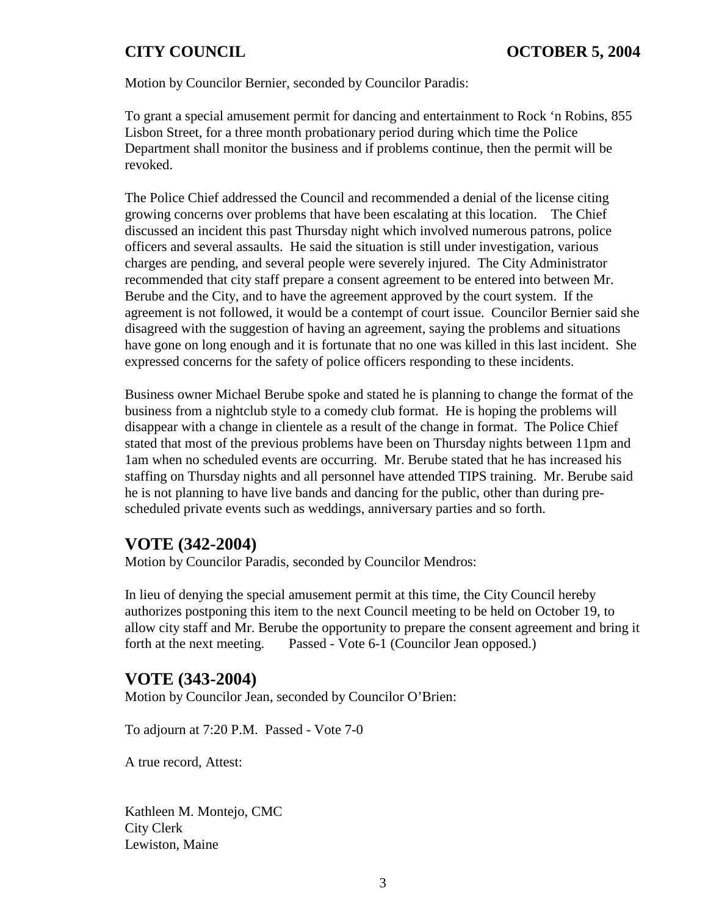Motion by Councilor Bernier, seconded by Councilor Paradis:

To grant a special amusement permit for dancing and entertainment to Rock 'n Robins, 855 Lisbon Street, for a three month probationary period during which time the Police Department shall monitor the business and if problems continue, then the permit will be revoked.

The Police Chief addressed the Council and recommended a denial of the license citing growing concerns over problems that have been escalating at this location. The Chief discussed an incident this past Thursday night which involved numerous patrons, police officers and several assaults. He said the situation is still under investigation, various charges are pending, and several people were severely injured. The City Administrator recommended that city staff prepare a consent agreement to be entered into between Mr. Berube and the City, and to have the agreement approved by the court system. If the agreement is not followed, it would be a contempt of court issue. Councilor Bernier said she disagreed with the suggestion of having an agreement, saying the problems and situations have gone on long enough and it is fortunate that no one was killed in this last incident. She expressed concerns for the safety of police officers responding to these incidents.

Business owner Michael Berube spoke and stated he is planning to change the format of the business from a nightclub style to a comedy club format. He is hoping the problems will disappear with a change in clientele as a result of the change in format. The Police Chief stated that most of the previous problems have been on Thursday nights between 11pm and 1am when no scheduled events are occurring. Mr. Berube stated that he has increased his staffing on Thursday nights and all personnel have attended TIPS training. Mr. Berube said he is not planning to have live bands and dancing for the public, other than during pre-scheduled private events such as weddings, anniversary parties and so forth.

## VOTE (342-2004)

Motion by Councilor Paradis, seconded by Councilor Mendros:

In lieu of denying the special amusement permit at this time, the City Council hereby authorizes postponing this item to the next Council meeting to be held on October 19, to allow city staff and Mr. Berube the opportunity to prepare the consent agreement and bring it forth at the next meeting. Passed - Vote 6-1 (Councilor Jean opposed.)

## VOTE (343-2004)

Motion by Councilor Jean, seconded by Councilor O'Brien:

To adjourn at 7:20 P.M. Passed - Vote 7-0

A true record, Attest:

Kathleen M. Montejo, CMC
City Clerk
Lewiston, Maine